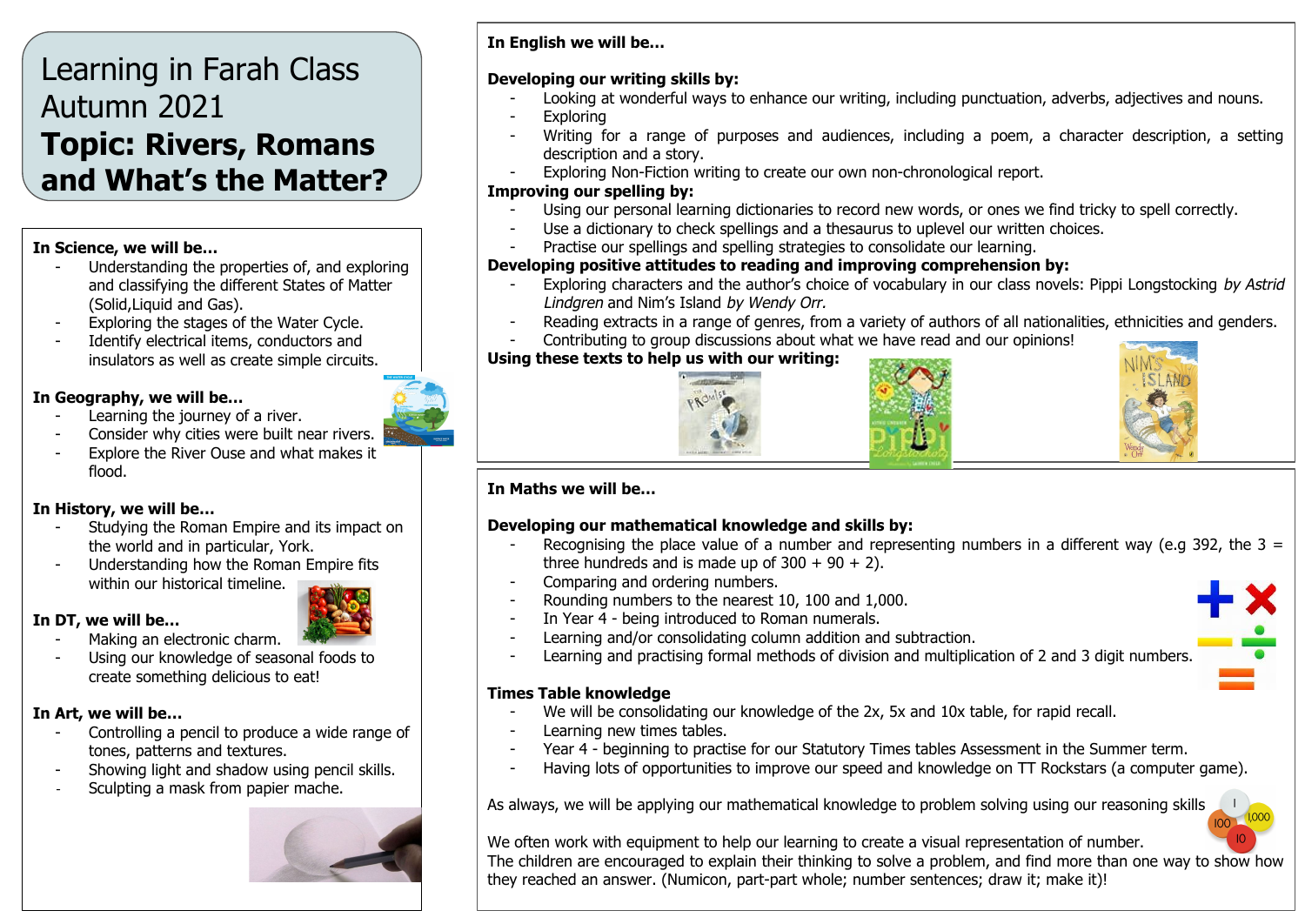# Learning in Farah Class Autumn 2021

# **Topic: Rivers, Romans and What's the Matter?**

**In Science, we will be…**

- Understanding the properties of, and exploring and classifying the different States of Matter (Solid,Liquid and Gas).
- Exploring the stages of the Water Cycle.
- Identify electrical items, conductors and insulators as well as create simple circuits.

**In Geography, we will be…**

- Learning the journey of a river.
- Consider why cities were built near rivers.
- Explore the River Ouse and what makes it flood.

**In History, we will be…**

- Studying the Roman Empire and its impact on the world and in particular, York.
- Understanding how the Roman Empire fits within our historical timeline.

**In DT, we will be…**

- Making an electronic charm.
- Using our knowledge of seasonal foods to create something delicious to eat!

**In Art, we will be…**

- Controlling a pencil to produce a wide range of tones, patterns and textures.
- Showing light and shadow using pencil skills.
- Sculpting a mask from papier mache.

**In English we will be…**

**Developing our writing skills by:**

- Looking at wonderful ways to enhance our writing, including punctuation, adverbs, adjectives and nouns.
- Exploring
- Writing for a range of purposes and audiences, including a poem, a character description, a setting description and a story.
- Exploring Non-Fiction writing to create our own non-chronological report.

**Improving our spelling by:**

- Using our personal learning dictionaries to record new words, or ones we find tricky to spell correctly.
- Use a dictionary to check spellings and a thesaurus to uplevel our written choices.
- Practise our spellings and spelling strategies to consolidate our learning.

**Developing positive attitudes to reading and improving comprehension by:**

- Exploring characters and the author's choice of vocabulary in our class novels: Pippi Longstocking *by Astrid Lindgren* and Nim's Island *by Wendy Orr.*
- Reading extracts in a range of genres, from a variety of authors of all nationalities, ethnicities and genders.
- Contributing to group discussions about what we have read and our opinions!

**Using these texts to help us with our writing:**

**In Maths we will be…**

**Developing our mathematical knowledge and skills by:**

- Recognising the place value of a number and representing numbers in a different way (e.g 392, the 3 = three hundreds and is made up of 300 + 90 + 2).
- Comparing and ordering numbers.
- Rounding numbers to the nearest 10, 100 and 1,000.
- In Year 4 - being introduced to Roman numerals.
- Learning and/or consolidating column addition and subtraction.
- Learning and practising formal methods of division and multiplication of 2 and 3 digit numbers.

**Times Table knowledge**

- We will be consolidating our knowledge of the 2x, 5x and 10x table, for rapid recall.
- Learning new times tables.
- Year 4 - beginning to practise for our Statutory Times tables Assessment in the Summer term.
- Having lots of opportunities to improve our speed and knowledge on TT Rockstars (a computer game).

As always, we will be applying our mathematical knowledge to problem solving using our reasoning skills

We often work with equipment to help our learning to create a visual representation of number. The children are encouraged to explain their thinking to solve a problem, and find more than one way to show how they reached an answer. (Numicon, part-part whole; number sentences; draw it; make it)!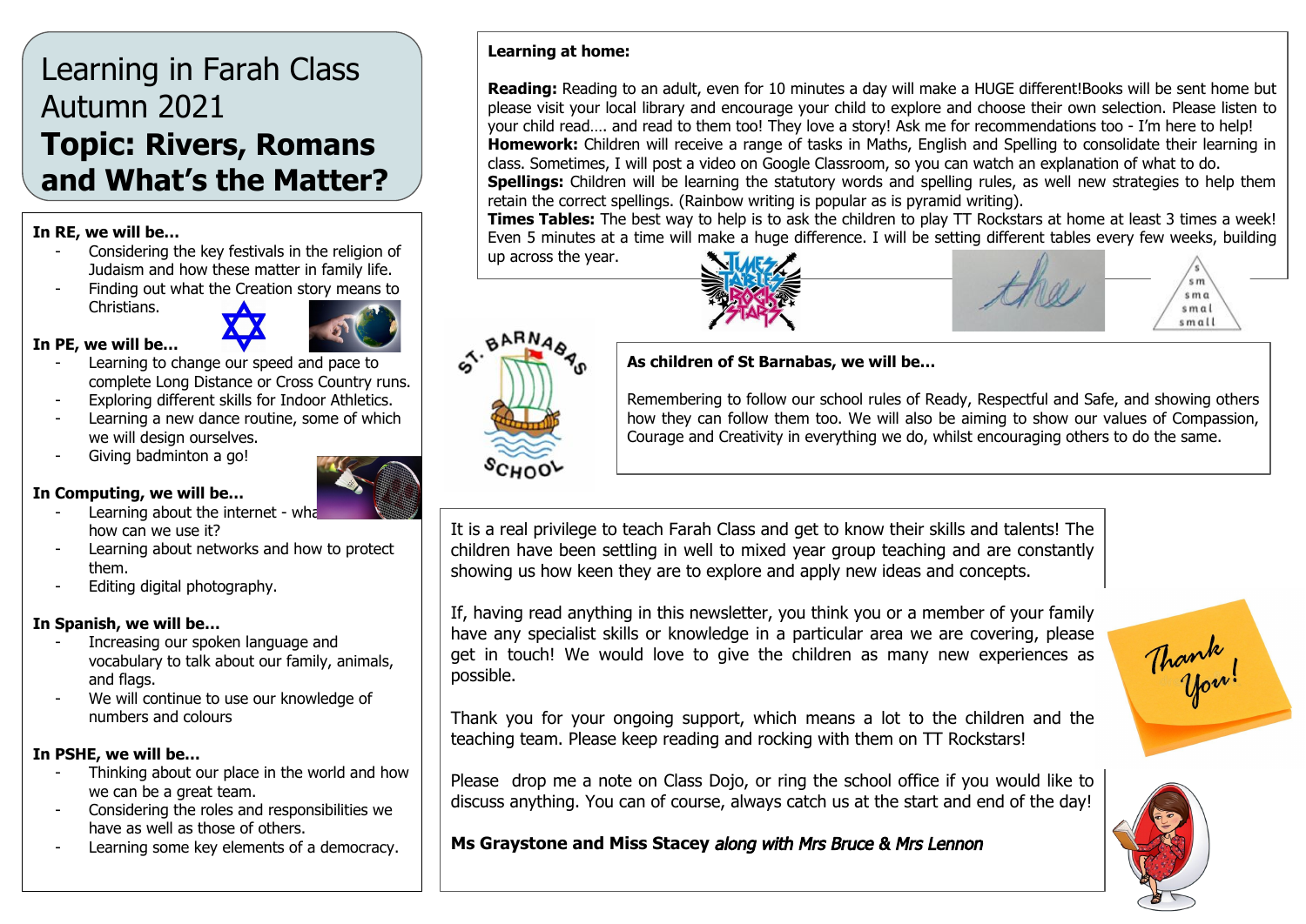# Learning in Farah Class Autumn 2021

## Topic: Rivers, Romans and What's the Matter?

**In RE, we will be…**

- Considering the key festivals in the religion of Judaism and how these matter in family life.
- Finding out what the Creation story means to Christians.

**In PE, we will be…**

- Learning to change our speed and pace to complete Long Distance or Cross Country runs.
- Exploring different skills for Indoor Athletics.
- Learning a new dance routine, some of which we will design ourselves.
- Giving badminton a go!

**In Computing, we will be…**

- Learning about the internet - wha how can we use it?
- Learning about networks and how to protect them.
- Editing digital photography.

**In Spanish, we will be…**

- Increasing our spoken language and vocabulary to talk about our family, animals, and flags.
- We will continue to use our knowledge of numbers and colours

**In PSHE, we will be…**

- Thinking about our place in the world and how we can be a great team.
- Considering the roles and responsibilities we have as well as those of others.
- Learning some key elements of a democracy.

**Learning at home:**

**Reading:** Reading to an adult, even for 10 minutes a day will make a HUGE different!Books will be sent home but please visit your local library and encourage your child to explore and choose their own selection. Please listen to your child read…. and read to them too! They love a story! Ask me for recommendations too - I'm here to help!
**Homework:** Children will receive a range of tasks in Maths, English and Spelling to consolidate their learning in class. Sometimes, I will post a video on Google Classroom, so you can watch an explanation of what to do.
**Spellings:** Children will be learning the statutory words and spelling rules, as well new strategies to help them retain the correct spellings. (Rainbow writing is popular as is pyramid writing).
**Times Tables:** The best way to help is to ask the children to play TT Rockstars at home at least 3 times a week! Even 5 minutes at a time will make a huge difference. I will be setting different tables every few weeks, building up across the year.

**As children of St Barnabas, we will be…**

Remembering to follow our school rules of Ready, Respectful and Safe, and showing others how they can follow them too. We will also be aiming to show our values of Compassion, Courage and Creativity in everything we do, whilst encouraging others to do the same.

It is a real privilege to teach Farah Class and get to know their skills and talents! The children have been settling in well to mixed year group teaching and are constantly showing us how keen they are to explore and apply new ideas and concepts.

If, having read anything in this newsletter, you think you or a member of your family have any specialist skills or knowledge in a particular area we are covering, please get in touch! We would love to give the children as many new experiences as possible.

Thank you for your ongoing support, which means a lot to the children and the teaching team. Please keep reading and rocking with them on TT Rockstars!

Please drop me a note on Class Dojo, or ring the school office if you would like to discuss anything. You can of course, always catch us at the start and end of the day!

**Ms Graystone and Miss Stacey** *along with Mrs Bruce & Mrs Lennon*